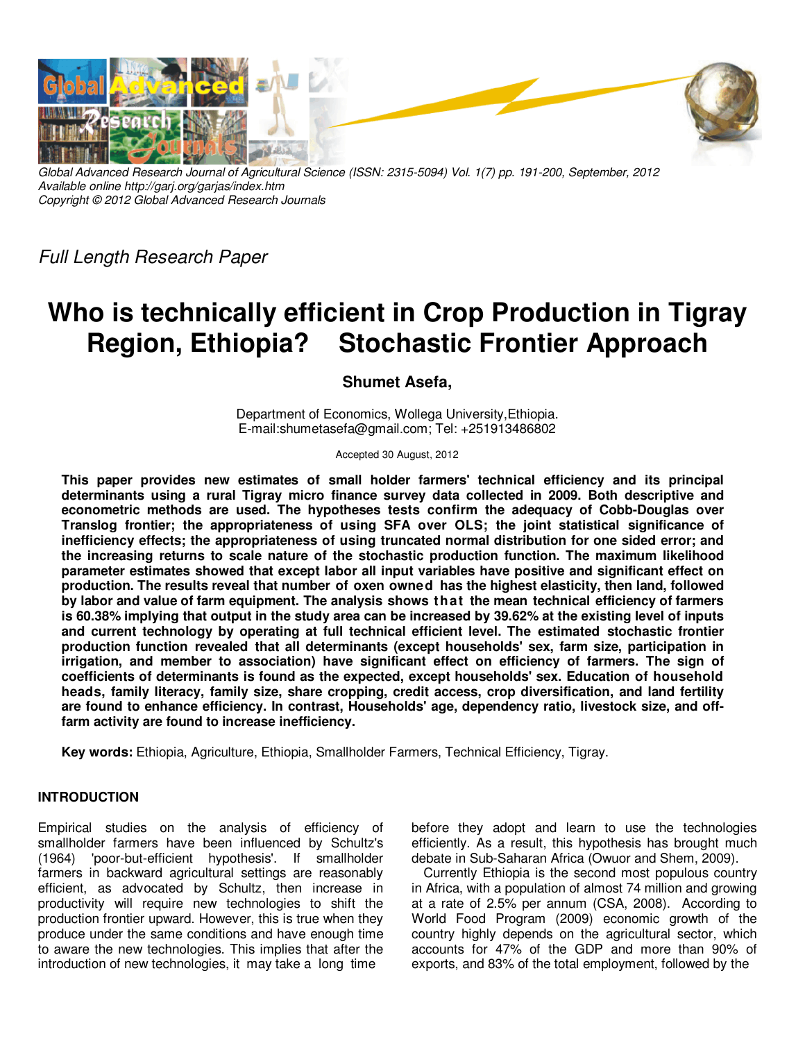Global Advanced Research Journal of Agricultural Science (ISSN: 2315-5094) Vol. 1(7) pp. 191-200, September, 2012
Available online http://garj.org/garjas/index.htm
Copyright © 2012 Global Advanced Research Journals

*Full Length Research Paper*

# Who is technically efficient in Crop Production in Tigray Region, Ethiopia? Stochastic Frontier Approach

**Shumet Asefa,**

Department of Economics, Wollega University,Ethiopia.
E-mail:shumetasefa@gmail.com; Tel: +251913486802

Accepted 30 August, 2012

**This paper provides new estimates of small holder farmers' technical efficiency and its principal determinants using a rural Tigray micro finance survey data collected in 2009. Both descriptive and econometric methods are used. The hypotheses tests confirm the adequacy of Cobb-Douglas over Translog frontier; the appropriateness of using SFA over OLS; the joint statistical significance of inefficiency effects; the appropriateness of using truncated normal distribution for one sided error; and the increasing returns to scale nature of the stochastic production function. The maximum likelihood parameter estimates showed that except labor all input variables have positive and significant effect on production. The results reveal that number of oxen owned has the highest elasticity, then land, followed by labor and value of farm equipment. The analysis shows that the mean technical efficiency of farmers is 60.38% implying that output in the study area can be increased by 39.62% at the existing level of inputs and current technology by operating at full technical efficient level. The estimated stochastic frontier production function revealed that all determinants (except households' sex, farm size, participation in irrigation, and member to association) have significant effect on efficiency of farmers. The sign of coefficients of determinants is found as the expected, except households' sex. Education of household heads, family literacy, family size, share cropping, credit access, crop diversification, and land fertility are found to enhance efficiency. In contrast, Households' age, dependency ratio, livestock size, and off-farm activity are found to increase inefficiency.**

**Key words:** Ethiopia, Agriculture, Ethiopia, Smallholder Farmers, Technical Efficiency, Tigray.

## INTRODUCTION

Empirical studies on the analysis of efficiency of smallholder farmers have been influenced by Schultz's (1964) 'poor-but-efficient hypothesis'. If smallholder farmers in backward agricultural settings are reasonably efficient, as advocated by Schultz, then increase in productivity will require new technologies to shift the production frontier upward. However, this is true when they produce under the same conditions and have enough time to aware the new technologies. This implies that after the introduction of new technologies, it may take a long time before they adopt and learn to use the technologies efficiently. As a result, this hypothesis has brought much debate in Sub-Saharan Africa (Owuor and Shem, 2009).

Currently Ethiopia is the second most populous country in Africa, with a population of almost 74 million and growing at a rate of 2.5% per annum (CSA, 2008). According to World Food Program (2009) economic growth of the country highly depends on the agricultural sector, which accounts for 47% of the GDP and more than 90% of exports, and 83% of the total employment, followed by the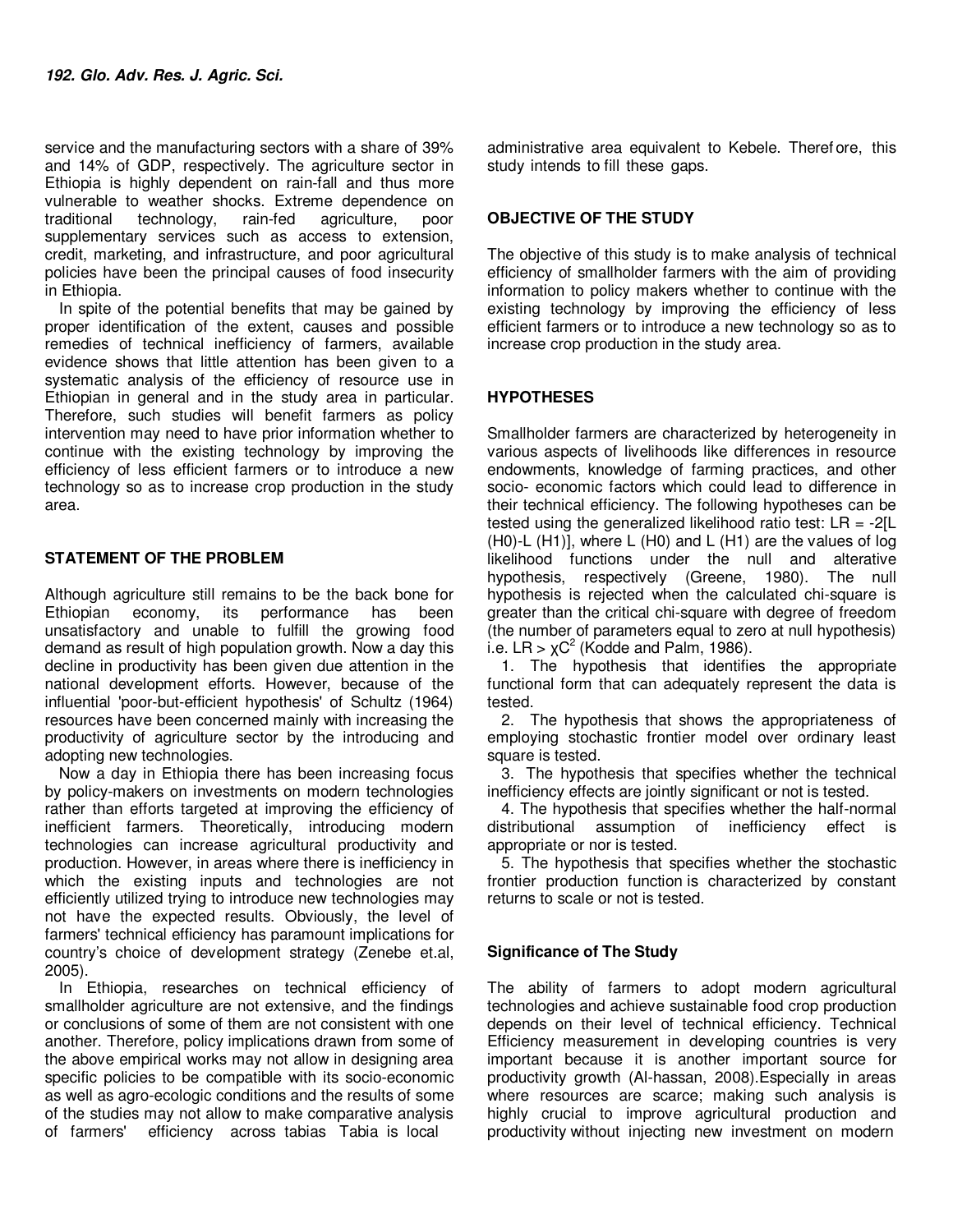service and the manufacturing sectors with a share of 39% and 14% of GDP, respectively. The agriculture sector in Ethiopia is highly dependent on rain-fall and thus more vulnerable to weather shocks. Extreme dependence on traditional technology, rain-fed agriculture, poor supplementary services such as access to extension, credit, marketing, and infrastructure, and poor agricultural policies have been the principal causes of food insecurity in Ethiopia.

In spite of the potential benefits that may be gained by proper identification of the extent, causes and possible remedies of technical inefficiency of farmers, available evidence shows that little attention has been given to a systematic analysis of the efficiency of resource use in Ethiopian in general and in the study area in particular. Therefore, such studies will benefit farmers as policy intervention may need to have prior information whether to continue with the existing technology by improving the efficiency of less efficient farmers or to introduce a new technology so as to increase crop production in the study area.

## STATEMENT OF THE PROBLEM

Although agriculture still remains to be the back bone for Ethiopian economy, its performance has been unsatisfactory and unable to fulfill the growing food demand as result of high population growth. Now a day this decline in productivity has been given due attention in the national development efforts. However, because of the influential 'poor-but-efficient hypothesis' of Schultz (1964) resources have been concerned mainly with increasing the productivity of agriculture sector by the introducing and adopting new technologies.

Now a day in Ethiopia there has been increasing focus by policy-makers on investments on modern technologies rather than efforts targeted at improving the efficiency of inefficient farmers. Theoretically, introducing modern technologies can increase agricultural productivity and production. However, in areas where there is inefficiency in which the existing inputs and technologies are not efficiently utilized trying to introduce new technologies may not have the expected results. Obviously, the level of farmers' technical efficiency has paramount implications for country's choice of development strategy (Zenebe et.al, 2005).

In Ethiopia, researches on technical efficiency of smallholder agriculture are not extensive, and the findings or conclusions of some of them are not consistent with one another. Therefore, policy implications drawn from some of the above empirical works may not allow in designing area specific policies to be compatible with its socio-economic as well as agro-ecologic conditions and the results of some of the studies may not allow to make comparative analysis of farmers' efficiency across tabias Tabia is local administrative area equivalent to Kebele. Therefore, this study intends to fill these gaps.

## OBJECTIVE OF THE STUDY

The objective of this study is to make analysis of technical efficiency of smallholder farmers with the aim of providing information to policy makers whether to continue with the existing technology by improving the efficiency of less efficient farmers or to introduce a new technology so as to increase crop production in the study area.

## HYPOTHESES

Smallholder farmers are characterized by heterogeneity in various aspects of livelihoods like differences in resource endowments, knowledge of farming practices, and other socio- economic factors which could lead to difference in their technical efficiency. The following hypotheses can be tested using the generalized likelihood ratio test: $LR = -2[L(H0)-L(H1)]$, where L (H0) and L (H1) are the values of log likelihood functions under the null and alterative hypothesis, respectively (Greene, 1980). The null hypothesis is rejected when the calculated chi-square is greater than the critical chi-square with degree of freedom (the number of parameters equal to zero at null hypothesis) i.e. $LR > \chi C^2$ (Kodde and Palm, 1986).

1. The hypothesis that identifies the appropriate functional form that can adequately represent the data is tested.
2. The hypothesis that shows the appropriateness of employing stochastic frontier model over ordinary least square is tested.
3. The hypothesis that specifies whether the technical inefficiency effects are jointly significant or not is tested.
4. The hypothesis that specifies whether the half-normal distributional assumption of inefficiency effect is appropriate or nor is tested.
5. The hypothesis that specifies whether the stochastic frontier production function is characterized by constant returns to scale or not is tested.

### Significance of The Study

The ability of farmers to adopt modern agricultural technologies and achieve sustainable food crop production depends on their level of technical efficiency. Technical Efficiency measurement in developing countries is very important because it is another important source for productivity growth (Al-hassan, 2008).Especially in areas where resources are scarce; making such analysis is highly crucial to improve agricultural production and productivity without injecting new investment on modern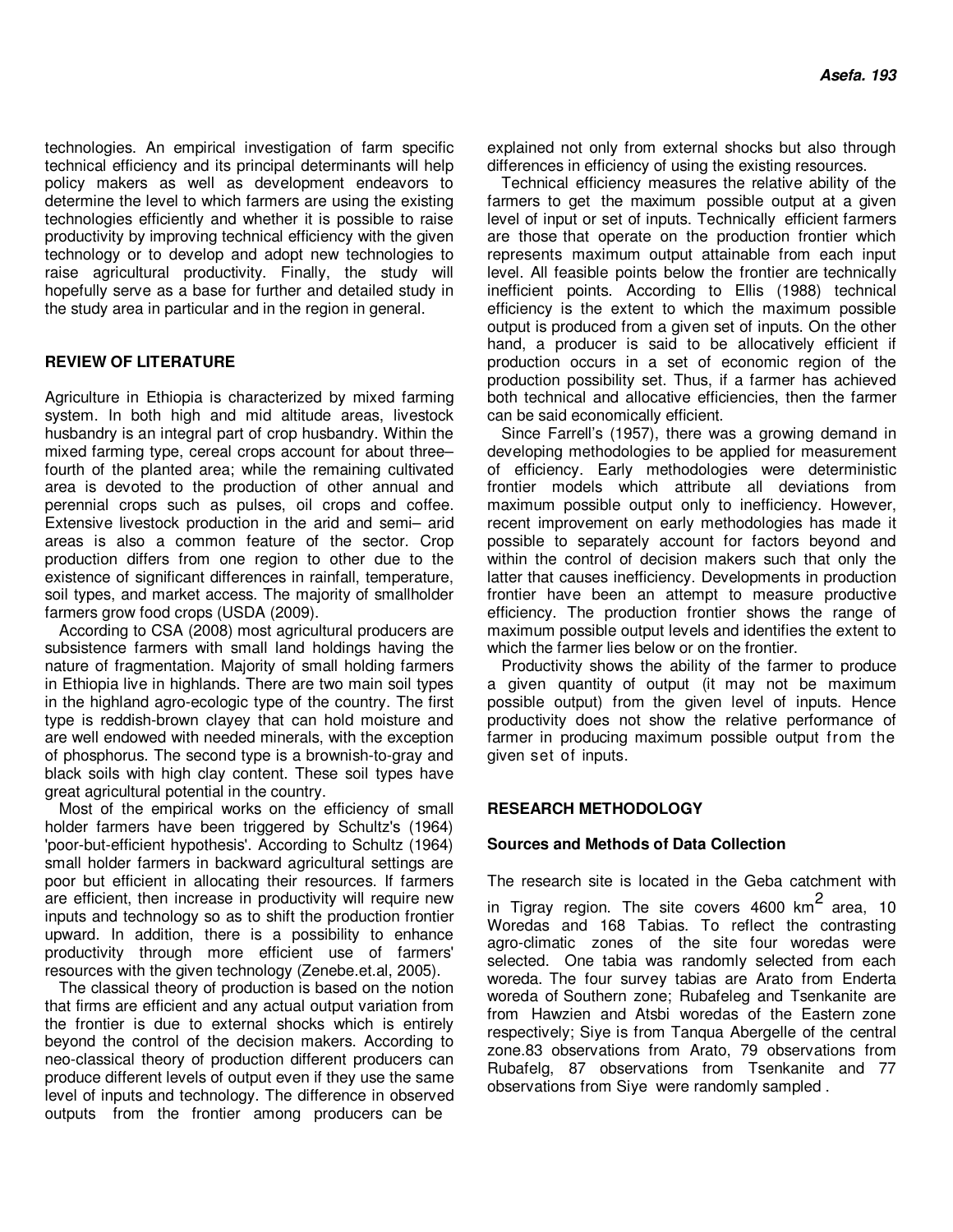technologies. An empirical investigation of farm specific technical efficiency and its principal determinants will help policy makers as well as development endeavors to determine the level to which farmers are using the existing technologies efficiently and whether it is possible to raise productivity by improving technical efficiency with the given technology or to develop and adopt new technologies to raise agricultural productivity. Finally, the study will hopefully serve as a base for further and detailed study in the study area in particular and in the region in general.

## REVIEW OF LITERATURE

Agriculture in Ethiopia is characterized by mixed farming system. In both high and mid altitude areas, livestock husbandry is an integral part of crop husbandry. Within the mixed farming type, cereal crops account for about three–fourth of the planted area; while the remaining cultivated area is devoted to the production of other annual and perennial crops such as pulses, oil crops and coffee. Extensive livestock production in the arid and semi– arid areas is also a common feature of the sector. Crop production differs from one region to other due to the existence of significant differences in rainfall, temperature, soil types, and market access. The majority of smallholder farmers grow food crops (USDA (2009).

According to CSA (2008) most agricultural producers are subsistence farmers with small land holdings having the nature of fragmentation. Majority of small holding farmers in Ethiopia live in highlands. There are two main soil types in the highland agro-ecologic type of the country. The first type is reddish-brown clayey that can hold moisture and are well endowed with needed minerals, with the exception of phosphorus. The second type is a brownish-to-gray and black soils with high clay content. These soil types have great agricultural potential in the country.

Most of the empirical works on the efficiency of small holder farmers have been triggered by Schultz's (1964) 'poor-but-efficient hypothesis'. According to Schultz (1964) small holder farmers in backward agricultural settings are poor but efficient in allocating their resources. If farmers are efficient, then increase in productivity will require new inputs and technology so as to shift the production frontier upward. In addition, there is a possibility to enhance productivity through more efficient use of farmers' resources with the given technology (Zenebe.et.al, 2005).

The classical theory of production is based on the notion that firms are efficient and any actual output variation from the frontier is due to external shocks which is entirely beyond the control of the decision makers. According to neo-classical theory of production different producers can produce different levels of output even if they use the same level of inputs and technology. The difference in observed outputs from the frontier among producers can be explained not only from external shocks but also through differences in efficiency of using the existing resources.

Technical efficiency measures the relative ability of the farmers to get the maximum possible output at a given level of input or set of inputs. Technically efficient farmers are those that operate on the production frontier which represents maximum output attainable from each input level. All feasible points below the frontier are technically inefficient points. According to Ellis (1988) technical efficiency is the extent to which the maximum possible output is produced from a given set of inputs. On the other hand, a producer is said to be allocatively efficient if production occurs in a set of economic region of the production possibility set. Thus, if a farmer has achieved both technical and allocative efficiencies, then the farmer can be said economically efficient.

Since Farrell's (1957), there was a growing demand in developing methodologies to be applied for measurement of efficiency. Early methodologies were deterministic frontier models which attribute all deviations from maximum possible output only to inefficiency. However, recent improvement on early methodologies has made it possible to separately account for factors beyond and within the control of decision makers such that only the latter that causes inefficiency. Developments in production frontier have been an attempt to measure productive efficiency. The production frontier shows the range of maximum possible output levels and identifies the extent to which the farmer lies below or on the frontier.

Productivity shows the ability of the farmer to produce a given quantity of output (it may not be maximum possible output) from the given level of inputs. Hence productivity does not show the relative performance of farmer in producing maximum possible output from the given set of inputs.

## RESEARCH METHODOLOGY

### Sources and Methods of Data Collection

The research site is located in the Geba catchment with in Tigray region. The site covers 4600 $km^2$ area, 10 Woredas and 168 Tabias. To reflect the contrasting agro-climatic zones of the site four woredas were selected. One tabia was randomly selected from each woreda. The four survey tabias are Arato from Enderta woreda of Southern zone; Rubafeleg and Tsenkanite are from Hawzien and Atsbi woredas of the Eastern zone respectively; Siye is from Tanqua Abergelle of the central zone.83 observations from Arato, 79 observations from Rubafelg, 87 observations from Tsenkanite and 77 observations from Siye were randomly sampled .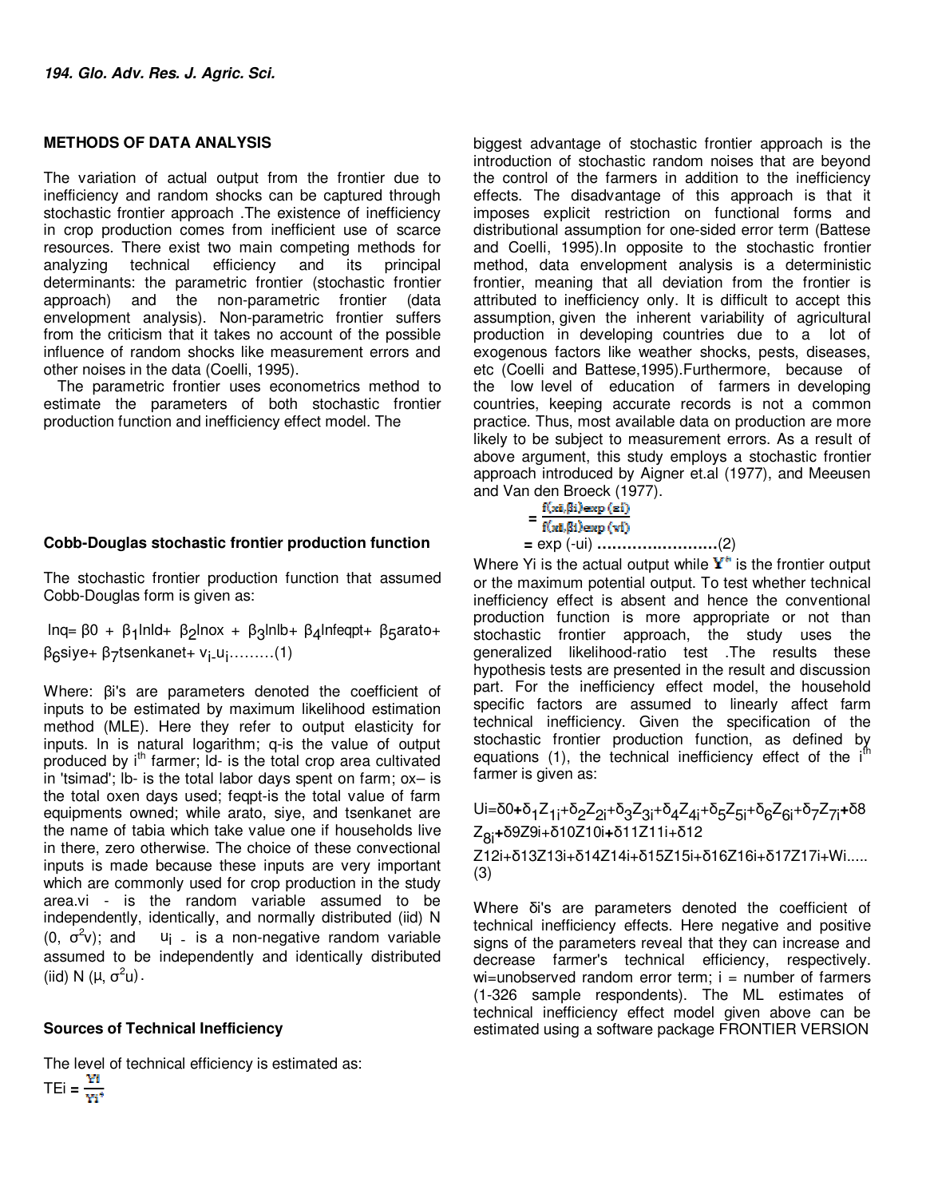## METHODS OF DATA ANALYSIS

The variation of actual output from the frontier due to inefficiency and random shocks can be captured through stochastic frontier approach .The existence of inefficiency in crop production comes from inefficient use of scarce resources. There exist two main competing methods for analyzing technical efficiency and its principal determinants: the parametric frontier (stochastic frontier approach) and the non-parametric frontier (data envelopment analysis). Non-parametric frontier suffers from the criticism that it takes no account of the possible influence of random shocks like measurement errors and other noises in the data (Coelli, 1995).

The parametric frontier uses econometrics method to estimate the parameters of both stochastic frontier production function and inefficiency effect model. The biggest advantage of stochastic frontier approach is the introduction of stochastic random noises that are beyond the control of the farmers in addition to the inefficiency effects. The disadvantage of this approach is that it imposes explicit restriction on functional forms and distributional assumption for one-sided error term (Battese and Coelli, 1995).In opposite to the stochastic frontier method, data envelopment analysis is a deterministic frontier, meaning that all deviation from the frontier is attributed to inefficiency only. It is difficult to accept this assumption, given the inherent variability of agricultural production in developing countries due to a lot of exogenous factors like weather shocks, pests, diseases, etc (Coelli and Battese,1995).Furthermore, because of the low level of education of farmers in developing countries, keeping accurate records is not a common practice. Thus, most available data on production are more likely to be subject to measurement errors. As a result of above argument, this study employs a stochastic frontier approach introduced by Aigner et.al (1977), and Meeusen and Van den Broeck (1977).

### Cobb-Douglas stochastic frontier production function

The stochastic frontier production function that assumed Cobb-Douglas form is given as:

$$\ln q = \beta_0 + \beta_1 \ln ld + \beta_2 \ln ox + \beta_3 \ln lb + \beta_4 \ln feqpt + \beta_5 arato + \beta_6 siye + \beta_7 tsenkanet + v_i - u_i \quad \text{.........(1)}$$

Where: βi's are parameters denoted the coefficient of inputs to be estimated by maximum likelihood estimation method (MLE). Here they refer to output elasticity for inputs. ln is natural logarithm; q-is the value of output produced by $i^{th}$ farmer; ld- is the total crop area cultivated in 'tsimad'; lb- is the total labor days spent on farm; ox– is the total oxen days used; feqpt-is the total value of farm equipments owned; while arato, siye, and tsenkanet are the name of tabia which take value one if households live in there, zero otherwise. The choice of these convectional inputs is made because these inputs are very important which are commonly used for crop production in the study area.vi - is the random variable assumed to be independently, identically, and normally distributed (iid) N (0, $\sigma^2 v$); and $u_i$ - is a non-negative random variable assumed to be independently and identically distributed (iid) N (μ, $\sigma^2 u$).

### Sources of Technical Inefficiency

The level of technical efficiency is estimated as:

$$TE_i = \frac{Y_i}{Y_i^*}$$

$$= \frac{f(xi,\beta i)\exp(\varepsilon i)}{f(xi,\beta i)\exp(vi)}$$

$$= \exp(-u_i) \quad \text{......................(2)}$$

Where Yi is the actual output while $Y^*$ is the frontier output or the maximum potential output. To test whether technical inefficiency effect is absent and hence the conventional production function is more appropriate or not than stochastic frontier approach, the study uses the generalized likelihood-ratio test .The results these hypothesis tests are presented in the result and discussion part. For the inefficiency effect model, the household specific factors are assumed to linearly affect farm technical inefficiency. Given the specification of the stochastic frontier production function, as defined by equations (1), the technical inefficiency effect of the $i^{th}$ farmer is given as:

$$U_i = \delta_0 + \delta_1 Z_{1i} + \delta_2 Z_{2i} + \delta_3 Z_{3i} + \delta_4 Z_{4i} + \delta_5 Z_{5i} + \delta_6 Z_{6i} + \delta_7 Z_{7i} + \delta_8 Z_{8i} + \delta_9 Z_{9i} + \delta_{10} Z_{10i} + \delta_{11} Z_{11i} + \delta_{12} Z_{12i} + \delta_{13} Z_{13i} + \delta_{14} Z_{14i} + \delta_{15} Z_{15i} + \delta_{16} Z_{16i} + \delta_{17} Z_{17i} + W_i \quad \text{.....(3)}$$

Where δi's are parameters denoted the coefficient of technical inefficiency effects. Here negative and positive signs of the parameters reveal that they can increase and decrease farmer's technical efficiency, respectively. wi=unobserved random error term; i = number of farmers (1-326 sample respondents). The ML estimates of technical inefficiency effect model given above can be estimated using a software package FRONTIER VERSION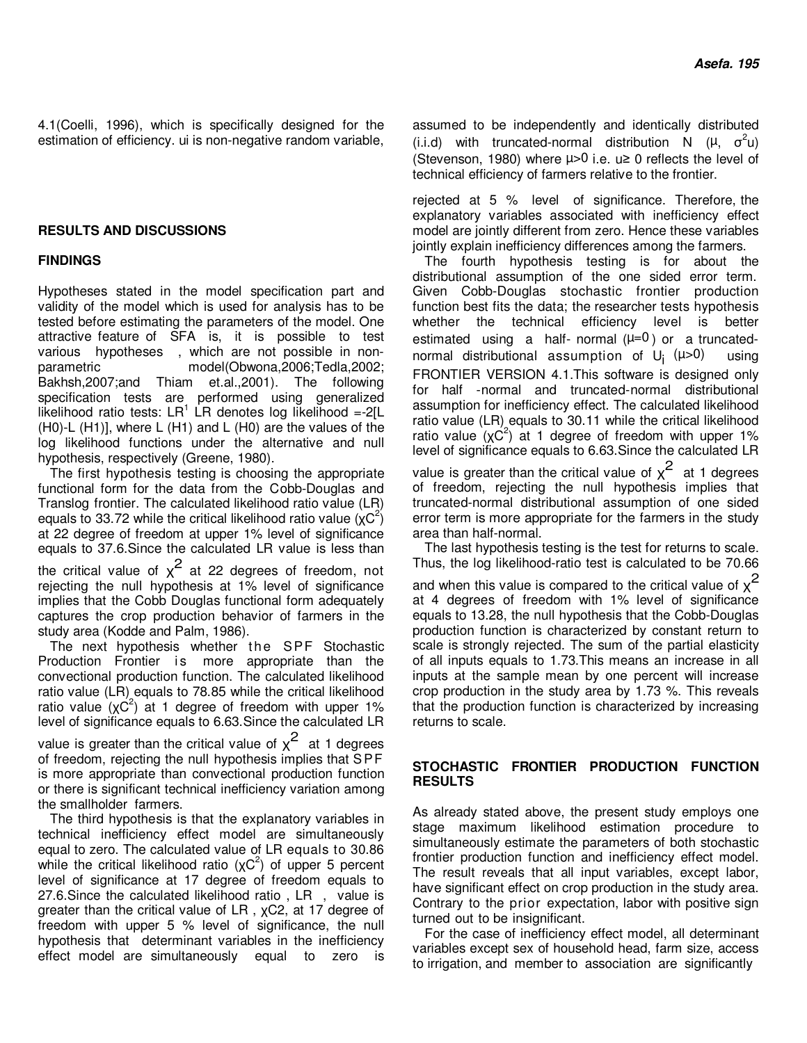4.1(Coelli, 1996), which is specifically designed for the estimation of efficiency. ui is non-negative random variable, assumed to be independently and identically distributed (i.i.d) with truncated-normal distribution N ($\mu$, $\sigma^2 u$) (Stevenson, 1980) where $\mu>0$ i.e. $u \geq 0$ reflects the level of technical efficiency of farmers relative to the frontier.

## RESULTS AND DISCUSSIONS

### FINDINGS

Hypotheses stated in the model specification part and validity of the model which is used for analysis has to be tested before estimating the parameters of the model. One attractive feature of SFA is, it is possible to test various hypotheses , which are not possible in non-parametric model(Obwona,2006;Tedla,2002; Bakhsh,2007;and Thiam et.al.,2001). The following specification tests are performed using generalized likelihood ratio tests: LR[1] LR denotes log likelihood =-2[L (H0)-L (H1)], where L (H1) and L (H0) are the values of the log likelihood functions under the alternative and null hypothesis, respectively (Greene, 1980).

The first hypothesis testing is choosing the appropriate functional form for the data from the Cobb-Douglas and Translog frontier. The calculated likelihood ratio value (LR) equals to 33.72 while the critical likelihood ratio value ($\chi C^2$) at 22 degree of freedom at upper 1% level of significance equals to 37.6.Since the calculated LR value is less than the critical value of $\chi^2$ at 22 degrees of freedom, not rejecting the null hypothesis at 1% level of significance implies that the Cobb Douglas functional form adequately captures the crop production behavior of farmers in the study area (Kodde and Palm, 1986).

The next hypothesis whether the SPF Stochastic Production Frontier is more appropriate than the convectional production function. The calculated likelihood ratio value (LR) equals to 78.85 while the critical likelihood ratio value ($\chi C^2$) at 1 degree of freedom with upper 1% level of significance equals to 6.63.Since the calculated LR value is greater than the critical value of $\chi^2$ at 1 degrees of freedom, rejecting the null hypothesis implies that SPF is more appropriate than convectional production function or there is significant technical inefficiency variation among the smallholder farmers.

The third hypothesis is that the explanatory variables in technical inefficiency effect model are simultaneously equal to zero. The calculated value of LR equals to 30.86 while the critical likelihood ratio ($\chi C^2$) of upper 5 percent level of significance at 17 degree of freedom equals to 27.6.Since the calculated likelihood ratio , LR , value is greater than the critical value of LR , $\chi C2$, at 17 degree of freedom with upper 5 % level of significance, the null hypothesis that determinant variables in the inefficiency effect model are simultaneously equal to zero is rejected at 5 % level of significance. Therefore, the explanatory variables associated with inefficiency effect model are jointly different from zero. Hence these variables jointly explain inefficiency differences among the farmers.

The fourth hypothesis testing is for about the distributional assumption of the one sided error term. Given Cobb-Douglas stochastic frontier production function best fits the data; the researcher tests hypothesis whether the technical efficiency level is better estimated using a half- normal ($\mu=0$) or a truncated-normal distributional assumption of $U_i$ ($\mu>0$) using FRONTIER VERSION 4.1.This software is designed only for half -normal and truncated-normal distributional assumption for inefficiency effect. The calculated likelihood ratio value (LR) equals to 30.11 while the critical likelihood ratio value ($\chi C^2$) at 1 degree of freedom with upper 1% level of significance equals to 6.63.Since the calculated LR value is greater than the critical value of $\chi^2$ at 1 degrees of freedom, rejecting the null hypothesis implies that truncated-normal distributional assumption of one sided error term is more appropriate for the farmers in the study area than half-normal.

The last hypothesis testing is the test for returns to scale. Thus, the log likelihood-ratio test is calculated to be 70.66 and when this value is compared to the critical value of $\chi^2$ at 4 degrees of freedom with 1% level of significance equals to 13.28, the null hypothesis that the Cobb-Douglas production function is characterized by constant return to scale is strongly rejected. The sum of the partial elasticity of all inputs equals to 1.73.This means an increase in all inputs at the sample mean by one percent will increase crop production in the study area by 1.73 %. This reveals that the production function is characterized by increasing returns to scale.

## STOCHASTIC FRONTIER PRODUCTION FUNCTION RESULTS

As already stated above, the present study employs one stage maximum likelihood estimation procedure to simultaneously estimate the parameters of both stochastic frontier production function and inefficiency effect model. The result reveals that all input variables, except labor, have significant effect on crop production in the study area. Contrary to the prior expectation, labor with positive sign turned out to be insignificant.

For the case of inefficiency effect model, all determinant variables except sex of household head, farm size, access to irrigation, and member to association are significantly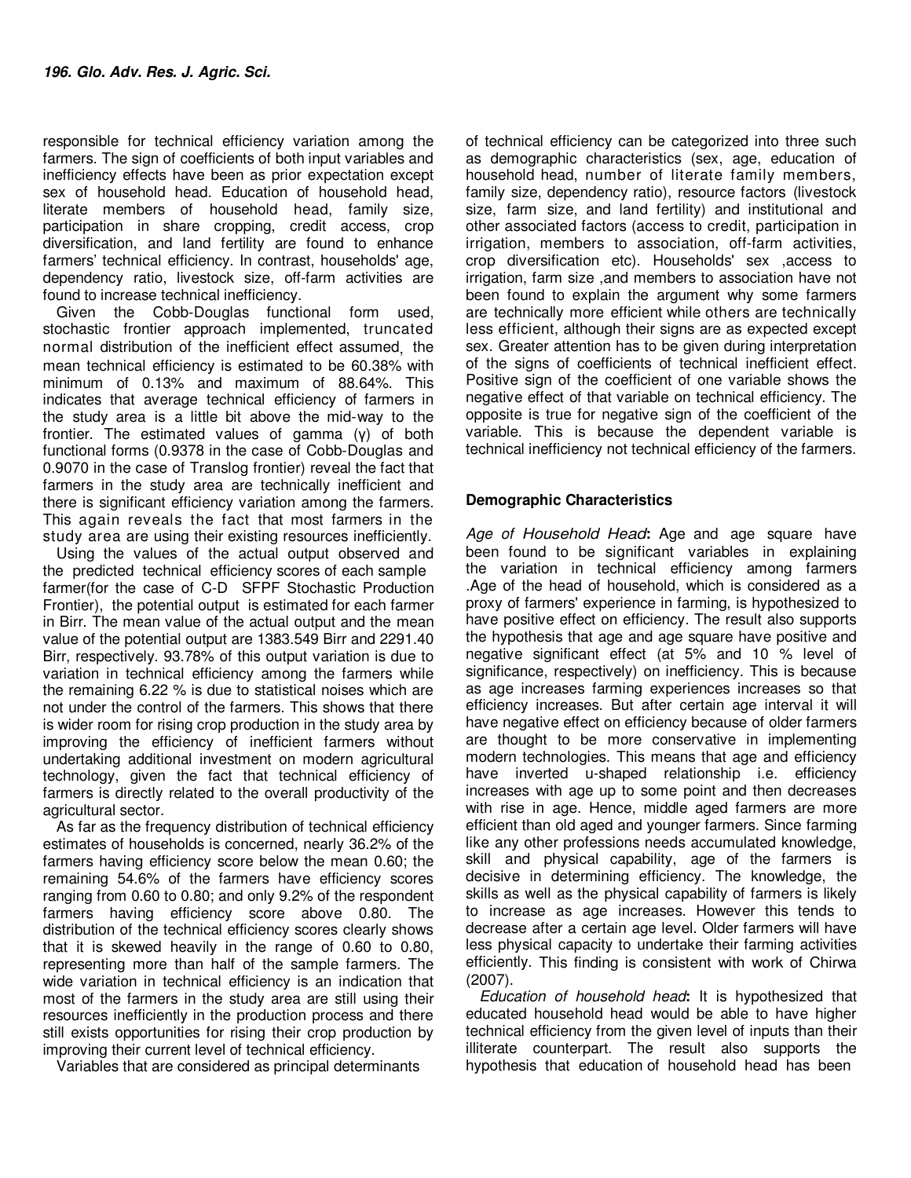responsible for technical efficiency variation among the farmers. The sign of coefficients of both input variables and inefficiency effects have been as prior expectation except sex of household head. Education of household head, literate members of household head, family size, participation in share cropping, credit access, crop diversification, and land fertility are found to enhance farmers' technical efficiency. In contrast, households' age, dependency ratio, livestock size, off-farm activities are found to increase technical inefficiency.

Given the Cobb-Douglas functional form used, stochastic frontier approach implemented, truncated normal distribution of the inefficient effect assumed, the mean technical efficiency is estimated to be 60.38% with minimum of 0.13% and maximum of 88.64%. This indicates that average technical efficiency of farmers in the study area is a little bit above the mid-way to the frontier. The estimated values of gamma (γ) of both functional forms (0.9378 in the case of Cobb-Douglas and 0.9070 in the case of Translog frontier) reveal the fact that farmers in the study area are technically inefficient and there is significant efficiency variation among the farmers. This again reveals the fact that most farmers in the study area are using their existing resources inefficiently.

Using the values of the actual output observed and the predicted technical efficiency scores of each sample farmer(for the case of C-D SFPF Stochastic Production Frontier), the potential output is estimated for each farmer in Birr. The mean value of the actual output and the mean value of the potential output are 1383.549 Birr and 2291.40 Birr, respectively. 93.78% of this output variation is due to variation in technical efficiency among the farmers while the remaining 6.22 % is due to statistical noises which are not under the control of the farmers. This shows that there is wider room for rising crop production in the study area by improving the efficiency of inefficient farmers without undertaking additional investment on modern agricultural technology, given the fact that technical efficiency of farmers is directly related to the overall productivity of the agricultural sector.

As far as the frequency distribution of technical efficiency estimates of households is concerned, nearly 36.2% of the farmers having efficiency score below the mean 0.60; the remaining 54.6% of the farmers have efficiency scores ranging from 0.60 to 0.80; and only 9.2% of the respondent farmers having efficiency score above 0.80. The distribution of the technical efficiency scores clearly shows that it is skewed heavily in the range of 0.60 to 0.80, representing more than half of the sample farmers. The wide variation in technical efficiency is an indication that most of the farmers in the study area are still using their resources inefficiently in the production process and there still exists opportunities for rising their crop production by improving their current level of technical efficiency.

Variables that are considered as principal determinants of technical efficiency can be categorized into three such as demographic characteristics (sex, age, education of household head, number of literate family members, family size, dependency ratio), resource factors (livestock size, farm size, and land fertility) and institutional and other associated factors (access to credit, participation in irrigation, members to association, off-farm activities, crop diversification etc). Households' sex ,access to irrigation, farm size ,and members to association have not been found to explain the argument why some farmers are technically more efficient while others are technically less efficient, although their signs are as expected except sex. Greater attention has to be given during interpretation of the signs of coefficients of technical inefficient effect. Positive sign of the coefficient of one variable shows the negative effect of that variable on technical efficiency. The opposite is true for negative sign of the coefficient of the variable. This is because the dependent variable is technical inefficiency not technical efficiency of the farmers.

### Demographic Characteristics

*Age of Household Head***:** Age and age square have been found to be significant variables in explaining the variation in technical efficiency among farmers .Age of the head of household, which is considered as a proxy of farmers' experience in farming, is hypothesized to have positive effect on efficiency. The result also supports the hypothesis that age and age square have positive and negative significant effect (at 5% and 10 % level of significance, respectively) on inefficiency. This is because as age increases farming experiences increases so that efficiency increases. But after certain age interval it will have negative effect on efficiency because of older farmers are thought to be more conservative in implementing modern technologies. This means that age and efficiency have inverted u-shaped relationship i.e. efficiency increases with age up to some point and then decreases with rise in age. Hence, middle aged farmers are more efficient than old aged and younger farmers. Since farming like any other professions needs accumulated knowledge, skill and physical capability, age of the farmers is decisive in determining efficiency. The knowledge, the skills as well as the physical capability of farmers is likely to increase as age increases. However this tends to decrease after a certain age level. Older farmers will have less physical capacity to undertake their farming activities efficiently. This finding is consistent with work of Chirwa (2007).

*Education of household head***:** It is hypothesized that educated household head would be able to have higher technical efficiency from the given level of inputs than their illiterate counterpart. The result also supports the hypothesis that education of household head has been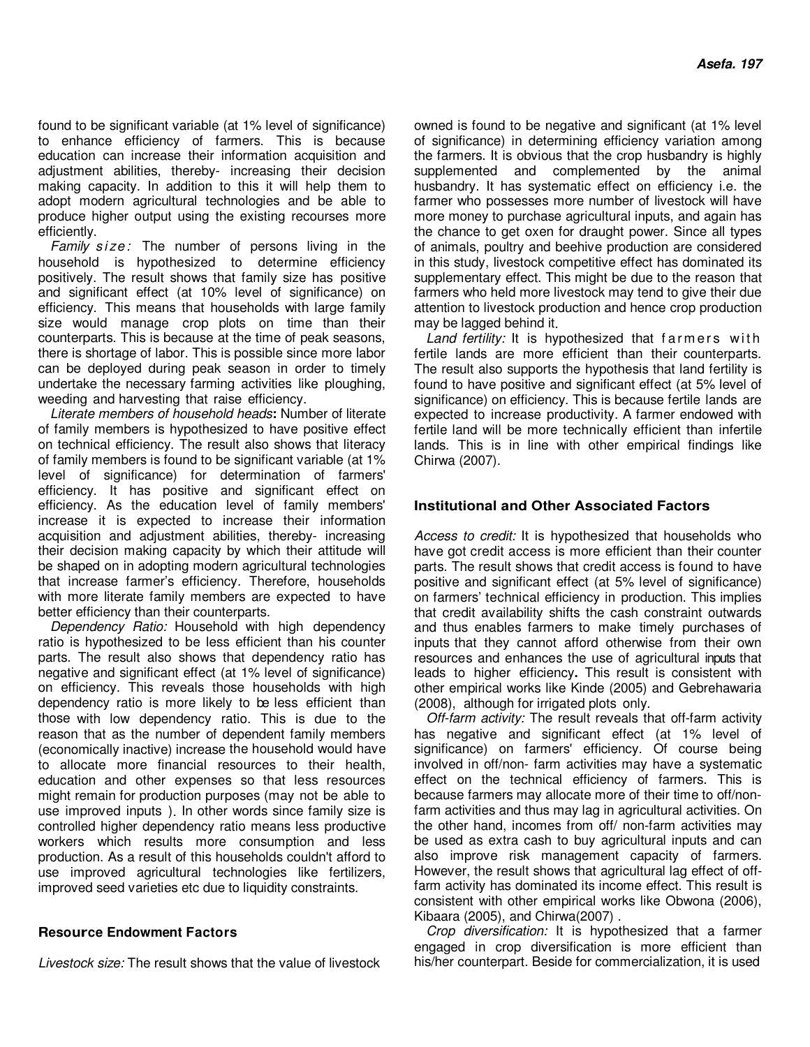found to be significant variable (at 1% level of significance) to enhance efficiency of farmers. This is because education can increase their information acquisition and adjustment abilities, thereby- increasing their decision making capacity. In addition to this it will help them to adopt modern agricultural technologies and be able to produce higher output using the existing recourses more efficiently.

*Family size:* The number of persons living in the household is hypothesized to determine efficiency positively. The result shows that family size has positive and significant effect (at 10% level of significance) on efficiency. This means that households with large family size would manage crop plots on time than their counterparts. This is because at the time of peak seasons, there is shortage of labor. This is possible since more labor can be deployed during peak season in order to timely undertake the necessary farming activities like ploughing, weeding and harvesting that raise efficiency.

*Literate members of household heads***:** Number of literate of family members is hypothesized to have positive effect on technical efficiency. The result also shows that literacy of family members is found to be significant variable (at 1% level of significance) for determination of farmers' efficiency. It has positive and significant effect on efficiency. As the education level of family members' increase it is expected to increase their information acquisition and adjustment abilities, thereby- increasing their decision making capacity by which their attitude will be shaped on in adopting modern agricultural technologies that increase farmer's efficiency. Therefore, households with more literate family members are expected to have better efficiency than their counterparts.

*Dependency Ratio:* Household with high dependency ratio is hypothesized to be less efficient than his counter parts. The result also shows that dependency ratio has negative and significant effect (at 1% level of significance) on efficiency. This reveals those households with high dependency ratio is more likely to be less efficient than those with low dependency ratio. This is due to the reason that as the number of dependent family members (economically inactive) increase the household would have to allocate more financial resources to their health, education and other expenses so that less resources might remain for production purposes (may not be able to use improved inputs ). In other words since family size is controlled higher dependency ratio means less productive workers which results more consumption and less production. As a result of this households couldn't afford to use improved agricultural technologies like fertilizers, improved seed varieties etc due to liquidity constraints.

### Resource Endowment Factors

*Livestock size:* The result shows that the value of livestock owned is found to be negative and significant (at 1% level of significance) in determining efficiency variation among the farmers. It is obvious that the crop husbandry is highly supplemented and complemented by the animal husbandry. It has systematic effect on efficiency i.e. the farmer who possesses more number of livestock will have more money to purchase agricultural inputs, and again has the chance to get oxen for draught power. Since all types of animals, poultry and beehive production are considered in this study, livestock competitive effect has dominated its supplementary effect. This might be due to the reason that farmers who held more livestock may tend to give their due attention to livestock production and hence crop production may be lagged behind it.

*Land fertility:* It is hypothesized that farmers with fertile lands are more efficient than their counterparts. The result also supports the hypothesis that land fertility is found to have positive and significant effect (at 5% level of significance) on efficiency. This is because fertile lands are expected to increase productivity. A farmer endowed with fertile land will be more technically efficient than infertile lands. This is in line with other empirical findings like Chirwa (2007).

### Institutional and Other Associated Factors

*Access to credit:* It is hypothesized that households who have got credit access is more efficient than their counter parts. The result shows that credit access is found to have positive and significant effect (at 5% level of significance) on farmers' technical efficiency in production. This implies that credit availability shifts the cash constraint outwards and thus enables farmers to make timely purchases of inputs that they cannot afford otherwise from their own resources and enhances the use of agricultural inputs that leads to higher efficiency**.** This result is consistent with other empirical works like Kinde (2005) and Gebrehawaria (2008), although for irrigated plots only.

*Off-farm activity:* The result reveals that off-farm activity has negative and significant effect (at 1% level of significance) on farmers' efficiency. Of course being involved in off/non- farm activities may have a systematic effect on the technical efficiency of farmers. This is because farmers may allocate more of their time to off/non-farm activities and thus may lag in agricultural activities. On the other hand, incomes from off/ non-farm activities may be used as extra cash to buy agricultural inputs and can also improve risk management capacity of farmers. However, the result shows that agricultural lag effect of off-farm activity has dominated its income effect. This result is consistent with other empirical works like Obwona (2006), Kibaara (2005), and Chirwa(2007) .

*Crop diversification:* It is hypothesized that a farmer engaged in crop diversification is more efficient than his/her counterpart. Beside for commercialization, it is used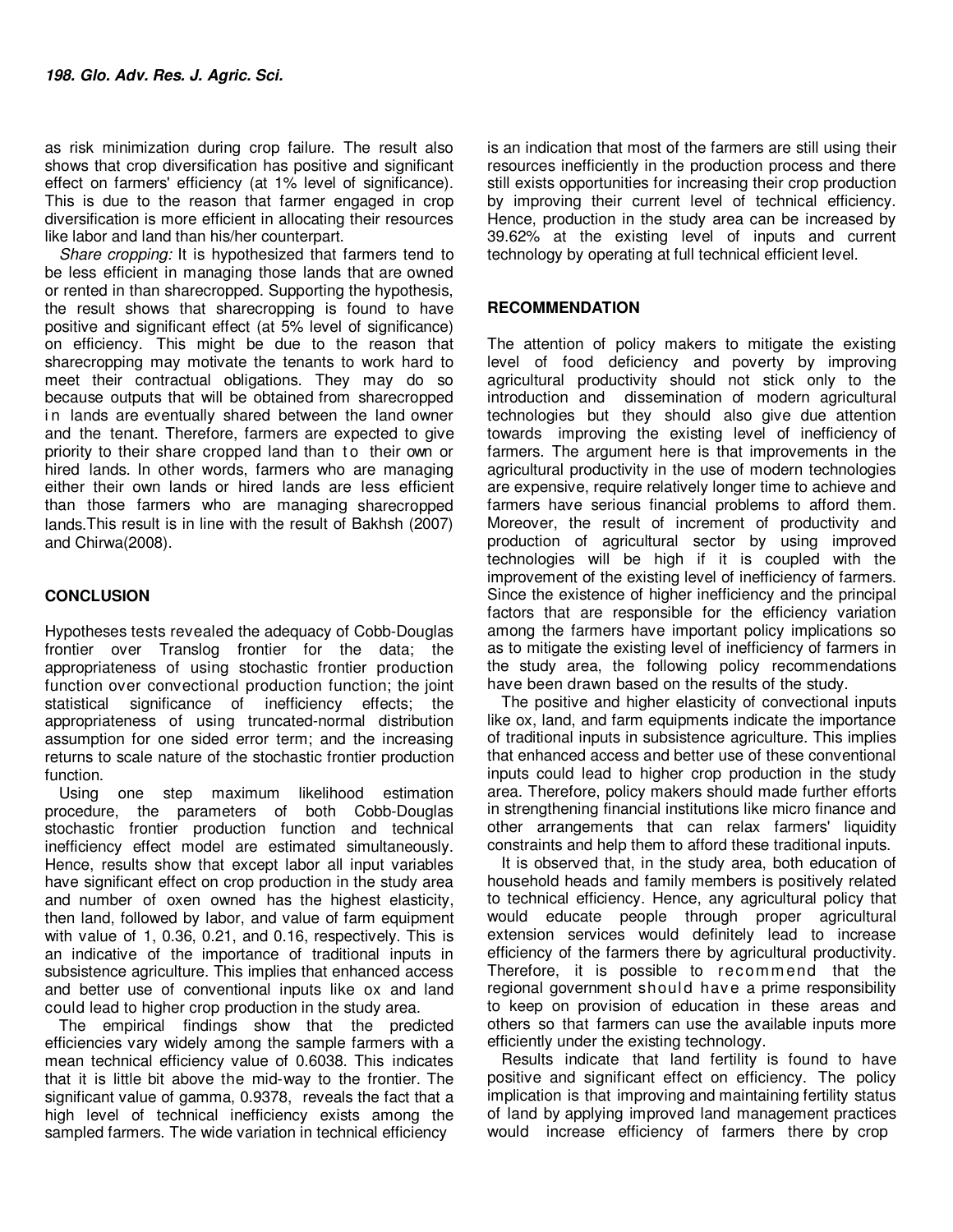as risk minimization during crop failure. The result also shows that crop diversification has positive and significant effect on farmers' efficiency (at 1% level of significance). This is due to the reason that farmer engaged in crop diversification is more efficient in allocating their resources like labor and land than his/her counterpart.

*Share cropping:* It is hypothesized that farmers tend to be less efficient in managing those lands that are owned or rented in than sharecropped. Supporting the hypothesis, the result shows that sharecropping is found to have positive and significant effect (at 5% level of significance) on efficiency. This might be due to the reason that sharecropping may motivate the tenants to work hard to meet their contractual obligations. They may do so because outputs that will be obtained from sharecropped in lands are eventually shared between the land owner and the tenant. Therefore, farmers are expected to give priority to their share cropped land than to their own or hired lands. In other words, farmers who are managing either their own lands or hired lands are less efficient than those farmers who are managing sharecropped lands.This result is in line with the result of Bakhsh (2007) and Chirwa(2008).

## CONCLUSION

Hypotheses tests revealed the adequacy of Cobb-Douglas frontier over Translog frontier for the data; the appropriateness of using stochastic frontier production function over convectional production function; the joint statistical significance of inefficiency effects; the appropriateness of using truncated-normal distribution assumption for one sided error term; and the increasing returns to scale nature of the stochastic frontier production function.

Using one step maximum likelihood estimation procedure, the parameters of both Cobb-Douglas stochastic frontier production function and technical inefficiency effect model are estimated simultaneously. Hence, results show that except labor all input variables have significant effect on crop production in the study area and number of oxen owned has the highest elasticity, then land, followed by labor, and value of farm equipment with value of 1, 0.36, 0.21, and 0.16, respectively. This is an indicative of the importance of traditional inputs in subsistence agriculture. This implies that enhanced access and better use of conventional inputs like ox and land could lead to higher crop production in the study area.

The empirical findings show that the predicted efficiencies vary widely among the sample farmers with a mean technical efficiency value of 0.6038. This indicates that it is little bit above the mid-way to the frontier. The significant value of gamma, 0.9378, reveals the fact that a high level of technical inefficiency exists among the sampled farmers. The wide variation in technical efficiency is an indication that most of the farmers are still using their resources inefficiently in the production process and there still exists opportunities for increasing their crop production by improving their current level of technical efficiency. Hence, production in the study area can be increased by 39.62% at the existing level of inputs and current technology by operating at full technical efficient level.

## RECOMMENDATION

The attention of policy makers to mitigate the existing level of food deficiency and poverty by improving agricultural productivity should not stick only to the introduction and dissemination of modern agricultural technologies but they should also give due attention towards improving the existing level of inefficiency of farmers. The argument here is that improvements in the agricultural productivity in the use of modern technologies are expensive, require relatively longer time to achieve and farmers have serious financial problems to afford them. Moreover, the result of increment of productivity and production of agricultural sector by using improved technologies will be high if it is coupled with the improvement of the existing level of inefficiency of farmers. Since the existence of higher inefficiency and the principal factors that are responsible for the efficiency variation among the farmers have important policy implications so as to mitigate the existing level of inefficiency of farmers in the study area, the following policy recommendations have been drawn based on the results of the study.

The positive and higher elasticity of convectional inputs like ox, land, and farm equipments indicate the importance of traditional inputs in subsistence agriculture. This implies that enhanced access and better use of these conventional inputs could lead to higher crop production in the study area. Therefore, policy makers should made further efforts in strengthening financial institutions like micro finance and other arrangements that can relax farmers' liquidity constraints and help them to afford these traditional inputs.

It is observed that, in the study area, both education of household heads and family members is positively related to technical efficiency. Hence, any agricultural policy that would educate people through proper agricultural extension services would definitely lead to increase efficiency of the farmers there by agricultural productivity. Therefore, it is possible to recommend that the regional government should have a prime responsibility to keep on provision of education in these areas and others so that farmers can use the available inputs more efficiently under the existing technology.

Results indicate that land fertility is found to have positive and significant effect on efficiency. The policy implication is that improving and maintaining fertility status of land by applying improved land management practices would increase efficiency of farmers there by crop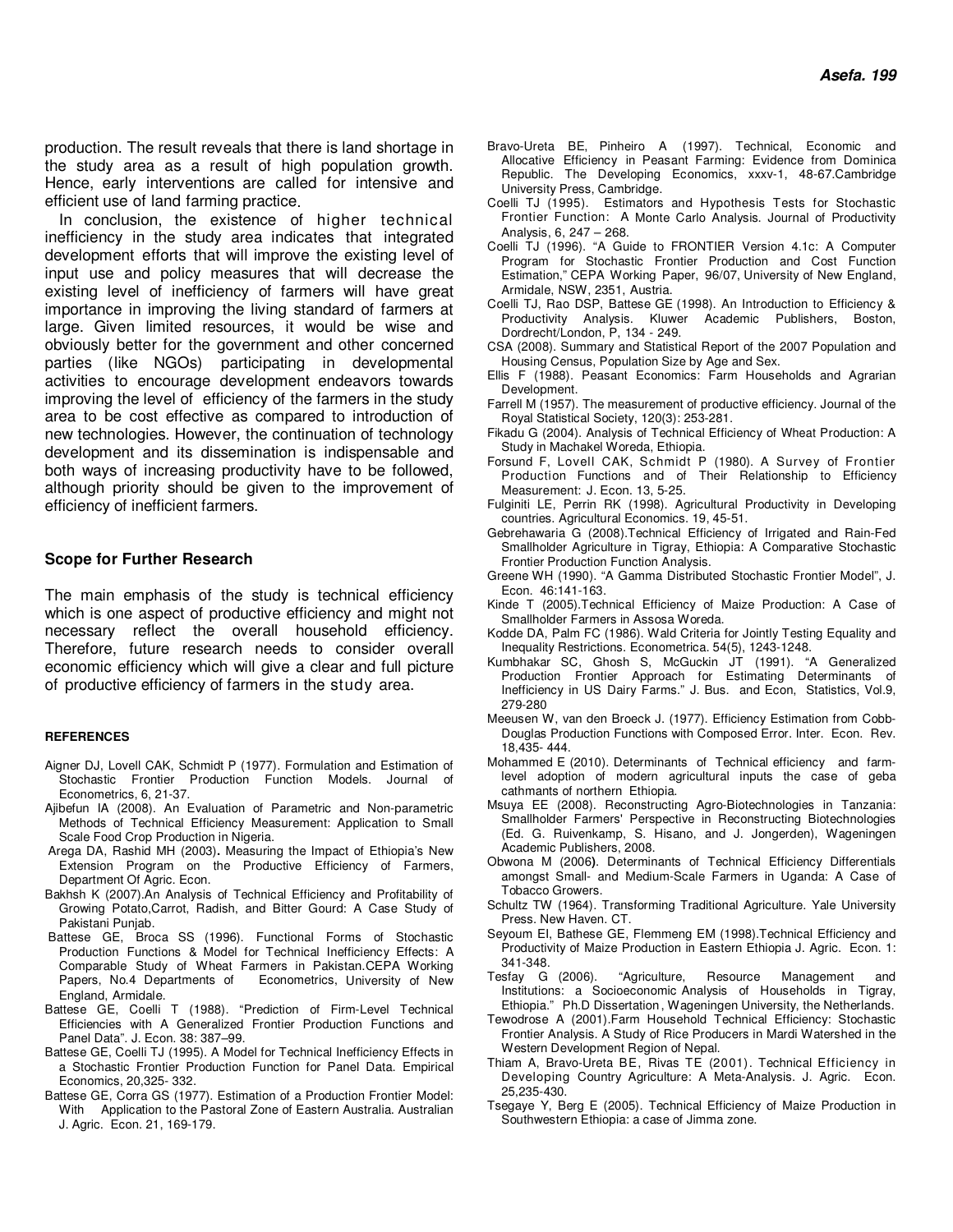production. The result reveals that there is land shortage in the study area as a result of high population growth. Hence, early interventions are called for intensive and efficient use of land farming practice.

In conclusion, the existence of higher technical inefficiency in the study area indicates that integrated development efforts that will improve the existing level of input use and policy measures that will decrease the existing level of inefficiency of farmers will have great importance in improving the living standard of farmers at large. Given limited resources, it would be wise and obviously better for the government and other concerned parties (like NGOs) participating in developmental activities to encourage development endeavors towards improving the level of efficiency of the farmers in the study area to be cost effective as compared to introduction of new technologies. However, the continuation of technology development and its dissemination is indispensable and both ways of increasing productivity have to be followed, although priority should be given to the improvement of efficiency of inefficient farmers.

## Scope for Further Research

The main emphasis of the study is technical efficiency which is one aspect of productive efficiency and might not necessary reflect the overall household efficiency. Therefore, future research needs to consider overall economic efficiency which will give a clear and full picture of productive efficiency of farmers in the study area.

## REFERENCES

Aigner DJ, Lovell CAK, Schmidt P (1977). Formulation and Estimation of Stochastic Frontier Production Function Models. Journal of Econometrics, 6, 21-37.

Ajibefun IA (2008). An Evaluation of Parametric and Non-parametric Methods of Technical Efficiency Measurement: Application to Small Scale Food Crop Production in Nigeria.

Arega DA, Rashid MH (2003). Measuring the Impact of Ethiopia's New Extension Program on the Productive Efficiency of Farmers, Department Of Agric. Econ.

Bakhsh K (2007).An Analysis of Technical Efficiency and Profitability of Growing Potato,Carrot, Radish, and Bitter Gourd: A Case Study of Pakistani Punjab.

Battese GE, Broca SS (1996). Functional Forms of Stochastic Production Functions & Model for Technical Inefficiency Effects: A Comparable Study of Wheat Farmers in Pakistan.CEPA Working Papers, No.4 Departments of Econometrics, University of New England, Armidale.

Battese GE, Coelli T (1988). "Prediction of Firm-Level Technical Efficiencies with A Generalized Frontier Production Functions and Panel Data". J. Econ. 38: 387–99.

Battese GE, Coelli TJ (1995). A Model for Technical Inefficiency Effects in a Stochastic Frontier Production Function for Panel Data. Empirical Economics, 20,325- 332.

Battese GE, Corra GS (1977). Estimation of a Production Frontier Model: With Application to the Pastoral Zone of Eastern Australia. Australian J. Agric. Econ. 21, 169-179.

Bravo-Ureta BE, Pinheiro A (1997). Technical, Economic and Allocative Efficiency in Peasant Farming: Evidence from Dominica Republic. The Developing Economics, xxxv-1, 48-67.Cambridge University Press, Cambridge.

Coelli TJ (1995). Estimators and Hypothesis Tests for Stochastic Frontier Function: A Monte Carlo Analysis. Journal of Productivity Analysis, 6, 247 – 268.

Coelli TJ (1996). "A Guide to FRONTIER Version 4.1c: A Computer Program for Stochastic Frontier Production and Cost Function Estimation," CEPA Working Paper, 96/07, University of New England, Armidale, NSW, 2351, Austria.

Coelli TJ, Rao DSP, Battese GE (1998). An Introduction to Efficiency & Productivity Analysis. Kluwer Academic Publishers, Boston, Dordrecht/London, P, 134 - 249.

CSA (2008). Summary and Statistical Report of the 2007 Population and Housing Census, Population Size by Age and Sex.

Ellis F (1988). Peasant Economics: Farm Households and Agrarian Development.

Farrell M (1957). The measurement of productive efficiency. Journal of the Royal Statistical Society, 120(3): 253-281.

Fikadu G (2004). Analysis of Technical Efficiency of Wheat Production: A Study in Machakel Woreda, Ethiopia.

Forsund F, Lovell CAK, Schmidt P (1980). A Survey of Frontier Production Functions and of Their Relationship to Efficiency Measurement: J. Econ. 13, 5-25.

Fulginiti LE, Perrin RK (1998). Agricultural Productivity in Developing countries. Agricultural Economics. 19, 45-51.

Gebrehawaria G (2008).Technical Efficiency of Irrigated and Rain-Fed Smallholder Agriculture in Tigray, Ethiopia: A Comparative Stochastic Frontier Production Function Analysis.

Greene WH (1990). "A Gamma Distributed Stochastic Frontier Model", J. Econ. 46:141-163.

Kinde T (2005).Technical Efficiency of Maize Production: A Case of Smallholder Farmers in Assosa Woreda.

Kodde DA, Palm FC (1986). Wald Criteria for Jointly Testing Equality and Inequality Restrictions. Econometrica. 54(5), 1243-1248.

Kumbhakar SC, Ghosh S, McGuckin JT (1991). "A Generalized Production Frontier Approach for Estimating Determinants of Inefficiency in US Dairy Farms." J. Bus. and Econ, Statistics, Vol.9, 279-280

Meeusen W, van den Broeck J. (1977). Efficiency Estimation from Cobb-Douglas Production Functions with Composed Error. Inter. Econ. Rev. 18,435- 444.

Mohammed E (2010). Determinants of Technical efficiency and farm-level adoption of modern agricultural inputs the case of geba cathmants of northern Ethiopia.

Msuya EE (2008). Reconstructing Agro-Biotechnologies in Tanzania: Smallholder Farmers' Perspective in Reconstructing Biotechnologies (Ed. G. Ruivenkamp, S. Hisano, and J. Jongerden), Wageningen Academic Publishers, 2008.

Obwona M (2006). Determinants of Technical Efficiency Differentials amongst Small- and Medium-Scale Farmers in Uganda: A Case of Tobacco Growers.

Schultz TW (1964). Transforming Traditional Agriculture. Yale University Press. New Haven. CT.

Seyoum EI, Bathese GE, Flemmeng EM (1998).Technical Efficiency and Productivity of Maize Production in Eastern Ethiopia J. Agric. Econ. 1: 341-348.

Tesfay G (2006). "Agriculture, Resource Management and Institutions: a Socioeconomic Analysis of Households in Tigray, Ethiopia." Ph.D Dissertation, Wageningen University, the Netherlands.

Tewodrose A (2001).Farm Household Technical Efficiency: Stochastic Frontier Analysis. A Study of Rice Producers in Mardi Watershed in the Western Development Region of Nepal.

Thiam A, Bravo-Ureta BE, Rivas TE (2001). Technical Efficiency in Developing Country Agriculture: A Meta-Analysis. J. Agric. Econ. 25,235-430.

Tsegaye Y, Berg E (2005). Technical Efficiency of Maize Production in Southwestern Ethiopia: a case of Jimma zone.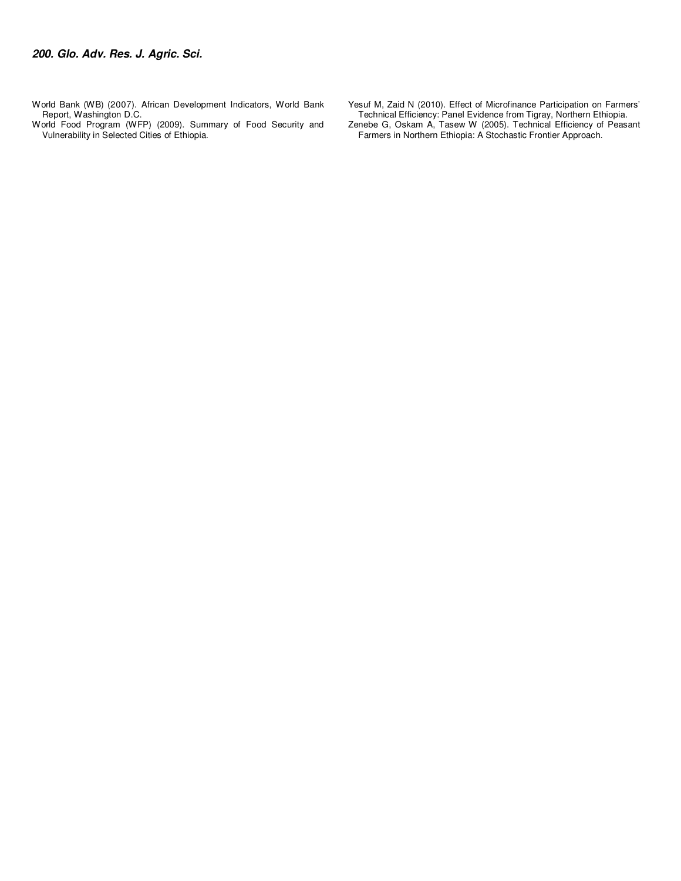World Bank (WB) (2007). African Development Indicators, World Bank Report, Washington D.C.

World Food Program (WFP) (2009). Summary of Food Security and Vulnerability in Selected Cities of Ethiopia.

Yesuf M, Zaid N (2010). Effect of Microfinance Participation on Farmers' Technical Efficiency: Panel Evidence from Tigray, Northern Ethiopia.

Zenebe G, Oskam A, Tasew W (2005). Technical Efficiency of Peasant Farmers in Northern Ethiopia: A Stochastic Frontier Approach.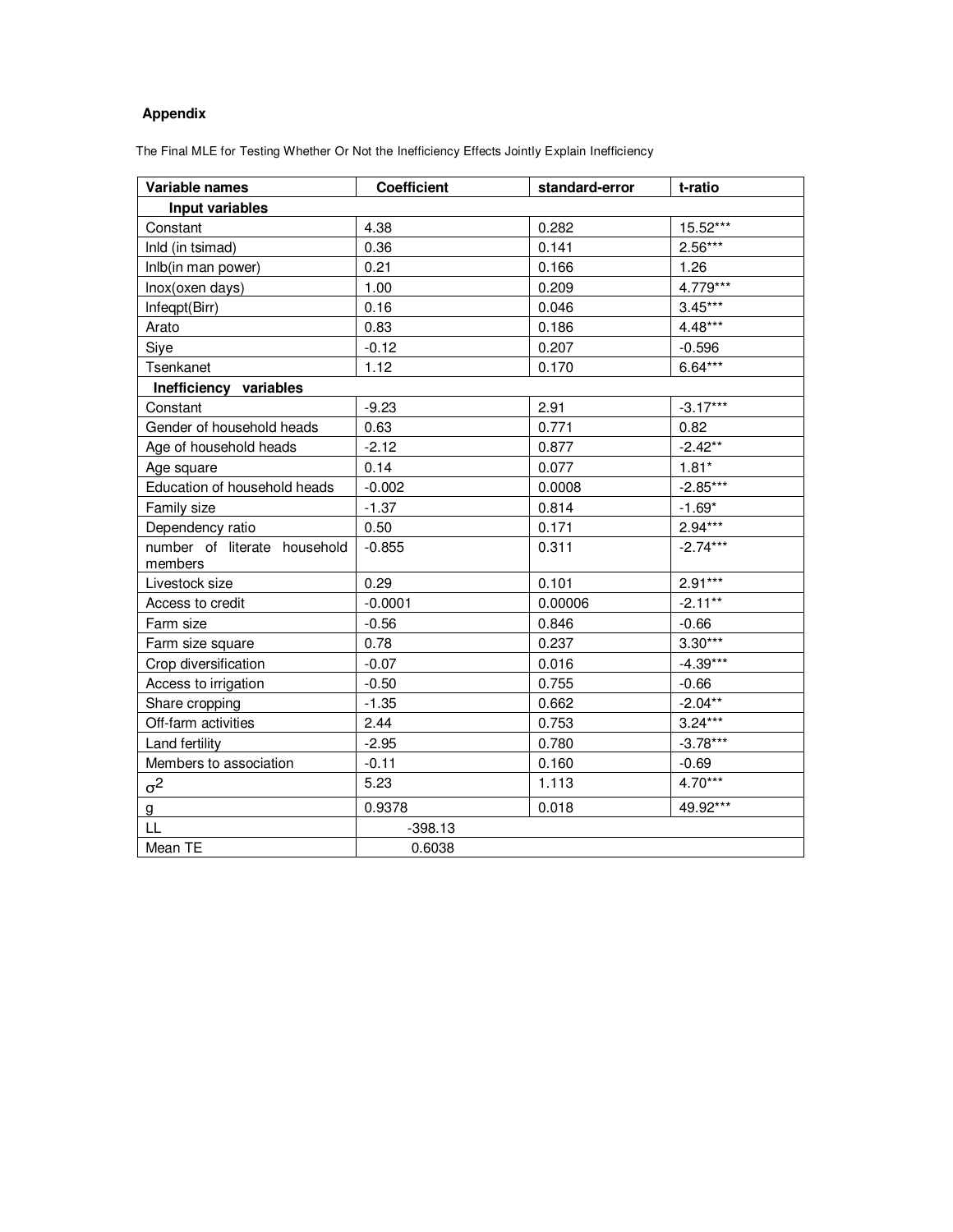## Appendix

The Final MLE for Testing Whether Or Not the Inefficiency Effects Jointly Explain Inefficiency

| Variable names | Coefficient | standard-error | t-ratio |
|---|---|---|---|
| **Input variables** | | | |
| Constant | 4.38 | 0.282 | 15.52*** |
| lnld (in tsimad) | 0.36 | 0.141 | 2.56*** |
| lnlb(in man power) | 0.21 | 0.166 | 1.26 |
| lnox(oxen days) | 1.00 | 0.209 | 4.779*** |
| lnfeqpt(Birr) | 0.16 | 0.046 | 3.45*** |
| Arato | 0.83 | 0.186 | 4.48*** |
| Siye | -0.12 | 0.207 | -0.596 |
| Tsenkanet | 1.12 | 0.170 | 6.64*** |
| **Inefficiency variables** | | | |
| Constant | -9.23 | 2.91 | -3.17*** |
| Gender of household heads | 0.63 | 0.771 | 0.82 |
| Age of household heads | -2.12 | 0.877 | -2.42** |
| Age square | 0.14 | 0.077 | 1.81* |
| Education of household heads | -0.002 | 0.0008 | -2.85*** |
| Family size | -1.37 | 0.814 | -1.69* |
| Dependency ratio | 0.50 | 0.171 | 2.94*** |
| number of literate household members | -0.855 | 0.311 | -2.74*** |
| Livestock size | 0.29 | 0.101 | 2.91*** |
| Access to credit | -0.0001 | 0.00006 | -2.11** |
| Farm size | -0.56 | 0.846 | -0.66 |
| Farm size square | 0.78 | 0.237 | 3.30*** |
| Crop diversification | -0.07 | 0.016 | -4.39*** |
| Access to irrigation | -0.50 | 0.755 | -0.66 |
| Share cropping | -1.35 | 0.662 | -2.04** |
| Off-farm activities | 2.44 | 0.753 | 3.24*** |
| Land fertility | -2.95 | 0.780 | -3.78*** |
| Members to association | -0.11 | 0.160 | -0.69 |
| $\sigma^2$ | 5.23 | 1.113 | 4.70*** |
| g | 0.9378 | 0.018 | 49.92*** |
| LL | -398.13 | | |
| Mean TE | 0.6038 | | |